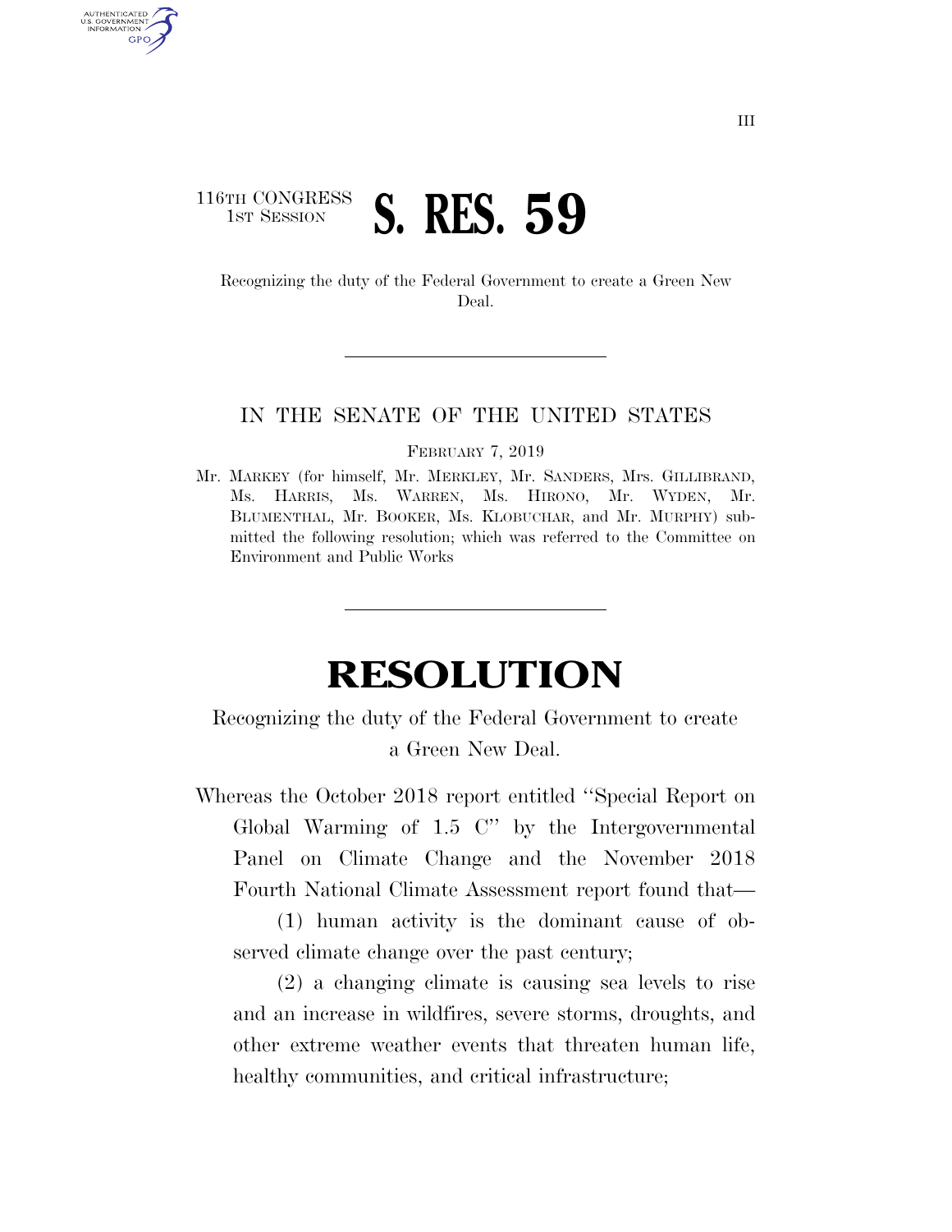116TH CONGRESS
1ST SESSION

# S. RES. 59

Recognizing the duty of the Federal Government to create a Green New Deal.

IN THE SENATE OF THE UNITED STATES

FEBRUARY 7, 2019

Mr. MARKEY (for himself, Mr. MERKLEY, Mr. SANDERS, Mrs. GILLIBRAND, Ms. HARRIS, Ms. WARREN, Ms. HIRONO, Mr. WYDEN, Mr. BLUMENTHAL, Mr. BOOKER, Ms. KLOBUCHAR, and Mr. MURPHY) submitted the following resolution; which was referred to the Committee on Environment and Public Works

# RESOLUTION

Recognizing the duty of the Federal Government to create a Green New Deal.

Whereas the October 2018 report entitled "Special Report on Global Warming of 1.5 C" by the Intergovernmental Panel on Climate Change and the November 2018 Fourth National Climate Assessment report found that—

(1) human activity is the dominant cause of observed climate change over the past century;

(2) a changing climate is causing sea levels to rise and an increase in wildfires, severe storms, droughts, and other extreme weather events that threaten human life, healthy communities, and critical infrastructure;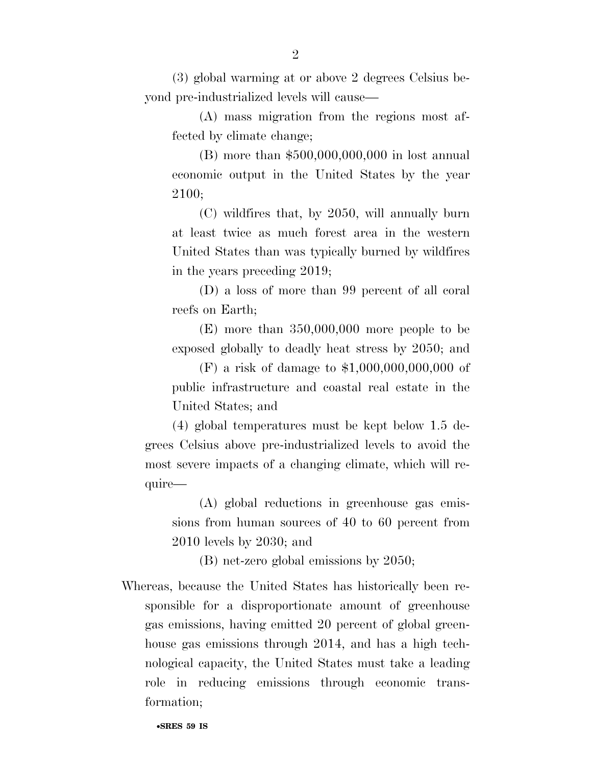(3) global warming at or above 2 degrees Celsius beyond pre-industrialized levels will cause—

(A) mass migration from the regions most affected by climate change;

(B) more than $500,000,000,000 in lost annual economic output in the United States by the year 2100;

(C) wildfires that, by 2050, will annually burn at least twice as much forest area in the western United States than was typically burned by wildfires in the years preceding 2019;

(D) a loss of more than 99 percent of all coral reefs on Earth;

(E) more than 350,000,000 more people to be exposed globally to deadly heat stress by 2050; and

(F) a risk of damage to $1,000,000,000,000 of public infrastructure and coastal real estate in the United States; and

(4) global temperatures must be kept below 1.5 degrees Celsius above pre-industrialized levels to avoid the most severe impacts of a changing climate, which will require—

(A) global reductions in greenhouse gas emissions from human sources of 40 to 60 percent from 2010 levels by 2030; and

(B) net-zero global emissions by 2050;

Whereas, because the United States has historically been responsible for a disproportionate amount of greenhouse gas emissions, having emitted 20 percent of global greenhouse gas emissions through 2014, and has a high technological capacity, the United States must take a leading role in reducing emissions through economic transformation;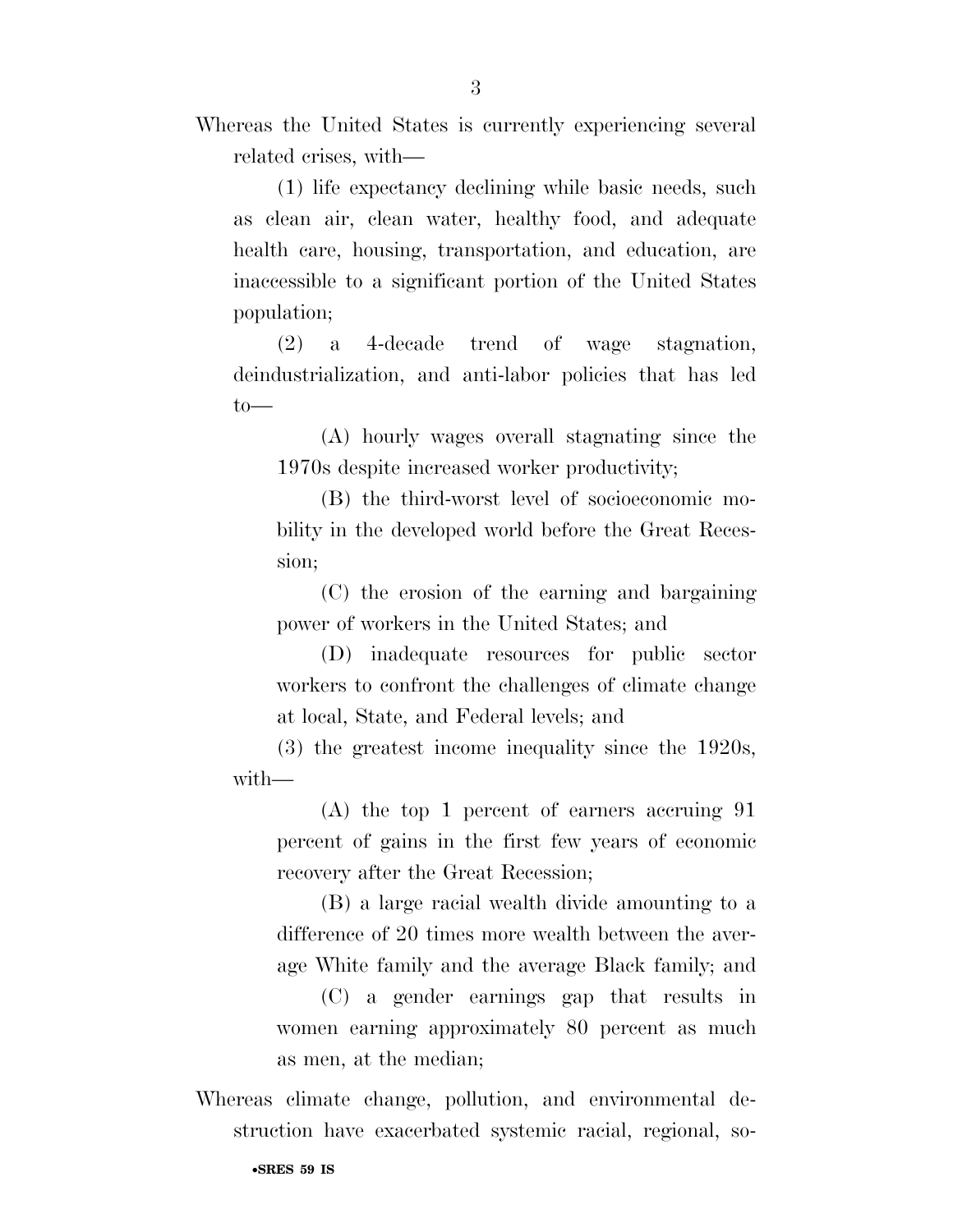Whereas the United States is currently experiencing several related crises, with—

(1) life expectancy declining while basic needs, such as clean air, clean water, healthy food, and adequate health care, housing, transportation, and education, are inaccessible to a significant portion of the United States population;

(2) a 4-decade trend of wage stagnation, deindustrialization, and anti-labor policies that has led to—

(A) hourly wages overall stagnating since the 1970s despite increased worker productivity;

(B) the third-worst level of socioeconomic mobility in the developed world before the Great Recession;

(C) the erosion of the earning and bargaining power of workers in the United States; and

(D) inadequate resources for public sector workers to confront the challenges of climate change at local, State, and Federal levels; and

(3) the greatest income inequality since the 1920s, with—

(A) the top 1 percent of earners accruing 91 percent of gains in the first few years of economic recovery after the Great Recession;

(B) a large racial wealth divide amounting to a difference of 20 times more wealth between the average White family and the average Black family; and

(C) a gender earnings gap that results in women earning approximately 80 percent as much as men, at the median;

Whereas climate change, pollution, and environmental destruction have exacerbated systemic racial, regional, so-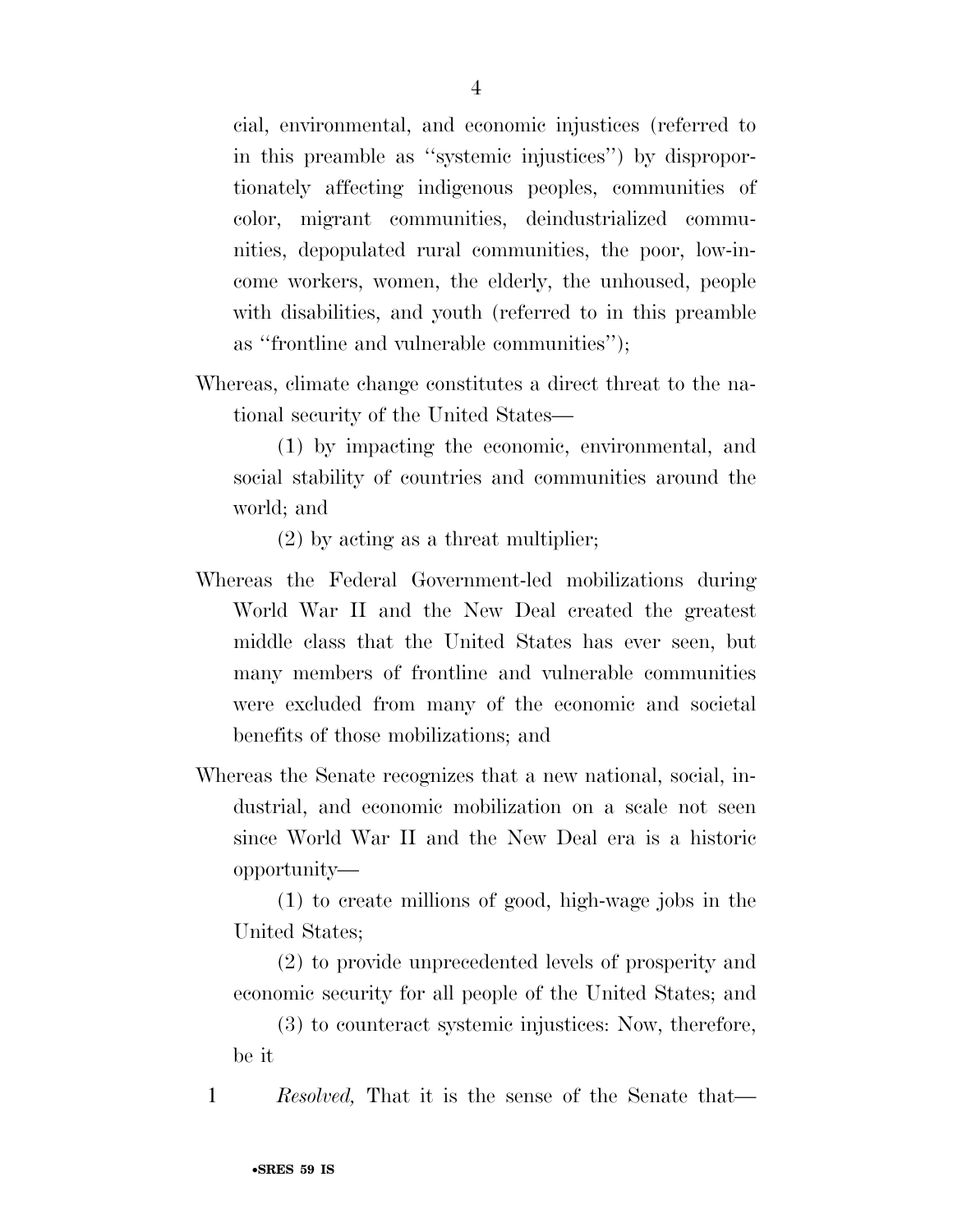cial, environmental, and economic injustices (referred to in this preamble as ''systemic injustices'') by disproportionately affecting indigenous peoples, communities of color, migrant communities, deindustrialized communities, depopulated rural communities, the poor, low-income workers, women, the elderly, the unhoused, people with disabilities, and youth (referred to in this preamble as ''frontline and vulnerable communities'');

Whereas, climate change constitutes a direct threat to the national security of the United States—

(1) by impacting the economic, environmental, and social stability of countries and communities around the world; and

(2) by acting as a threat multiplier;

Whereas the Federal Government-led mobilizations during World War II and the New Deal created the greatest middle class that the United States has ever seen, but many members of frontline and vulnerable communities were excluded from many of the economic and societal benefits of those mobilizations; and

Whereas the Senate recognizes that a new national, social, industrial, and economic mobilization on a scale not seen since World War II and the New Deal era is a historic opportunity—

(1) to create millions of good, high-wage jobs in the United States;

(2) to provide unprecedented levels of prosperity and economic security for all people of the United States; and

(3) to counteract systemic injustices: Now, therefore, be it

1 *Resolved,* That it is the sense of the Senate that—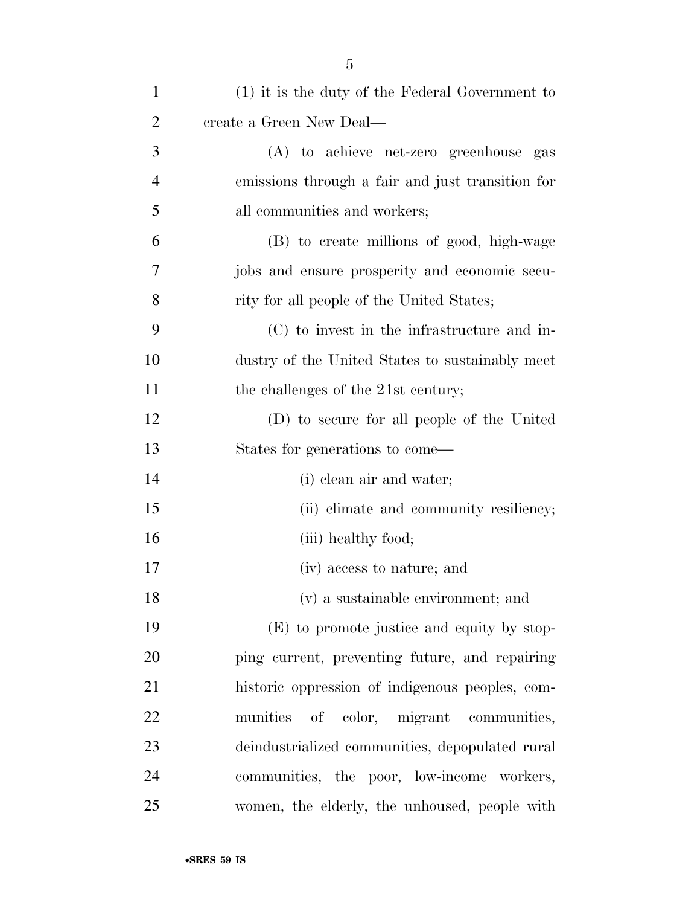(1) it is the duty of the Federal Government to create a Green New Deal—

(A) to achieve net-zero greenhouse gas emissions through a fair and just transition for all communities and workers;

(B) to create millions of good, high-wage jobs and ensure prosperity and economic security for all people of the United States;

(C) to invest in the infrastructure and industry of the United States to sustainably meet the challenges of the 21st century;

(D) to secure for all people of the United States for generations to come—

(i) clean air and water;

(ii) climate and community resiliency;

(iii) healthy food;

(iv) access to nature; and

(v) a sustainable environment; and

(E) to promote justice and equity by stopping current, preventing future, and repairing historic oppression of indigenous peoples, communities of color, migrant communities, deindustrialized communities, depopulated rural communities, the poor, low-income workers, women, the elderly, the unhoused, people with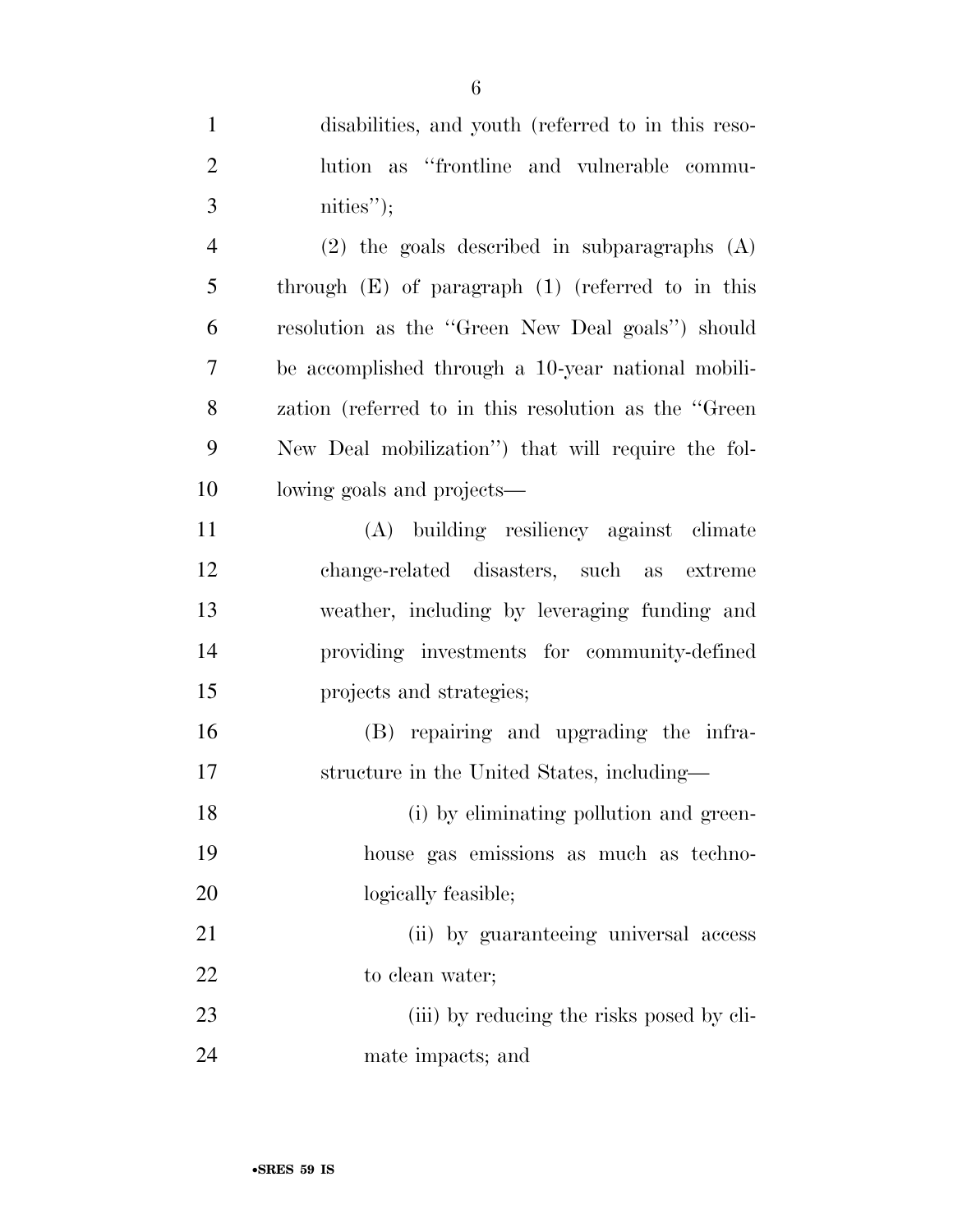disabilities, and youth (referred to in this resolution as "frontline and vulnerable communities");

(2) the goals described in subparagraphs (A) through (E) of paragraph (1) (referred to in this resolution as the "Green New Deal goals") should be accomplished through a 10-year national mobilization (referred to in this resolution as the "Green New Deal mobilization") that will require the following goals and projects—

(A) building resiliency against climate change-related disasters, such as extreme weather, including by leveraging funding and providing investments for community-defined projects and strategies;

(B) repairing and upgrading the infrastructure in the United States, including—

(i) by eliminating pollution and greenhouse gas emissions as much as technologically feasible;

(ii) by guaranteeing universal access to clean water;

(iii) by reducing the risks posed by climate impacts; and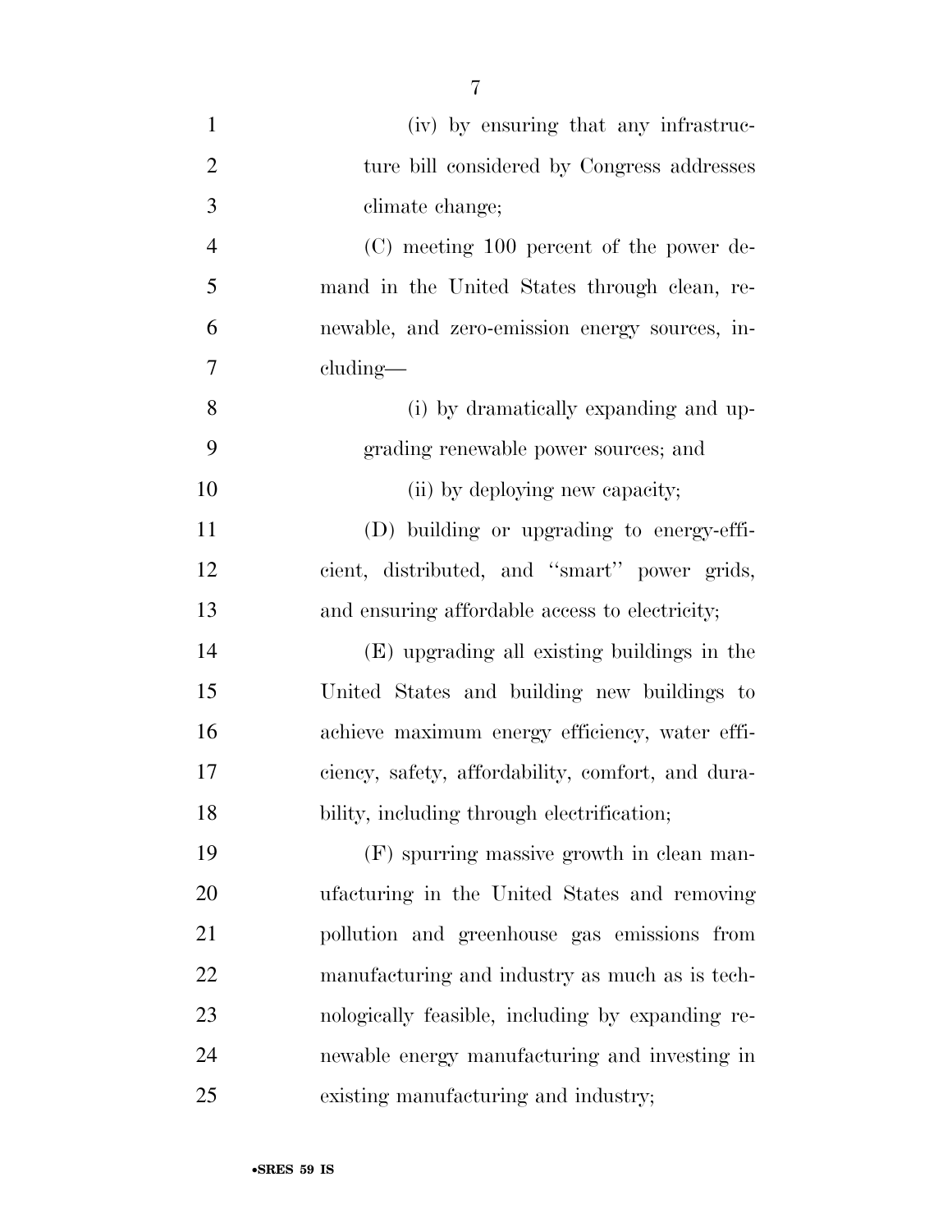(iv) by ensuring that any infrastructure bill considered by Congress addresses climate change;

(C) meeting 100 percent of the power demand in the United States through clean, renewable, and zero-emission energy sources, including—

(i) by dramatically expanding and upgrading renewable power sources; and

(ii) by deploying new capacity;

(D) building or upgrading to energy-efficient, distributed, and "smart" power grids, and ensuring affordable access to electricity;

(E) upgrading all existing buildings in the United States and building new buildings to achieve maximum energy efficiency, water efficiency, safety, affordability, comfort, and durability, including through electrification;

(F) spurring massive growth in clean manufacturing in the United States and removing pollution and greenhouse gas emissions from manufacturing and industry as much as is technologically feasible, including by expanding renewable energy manufacturing and investing in existing manufacturing and industry;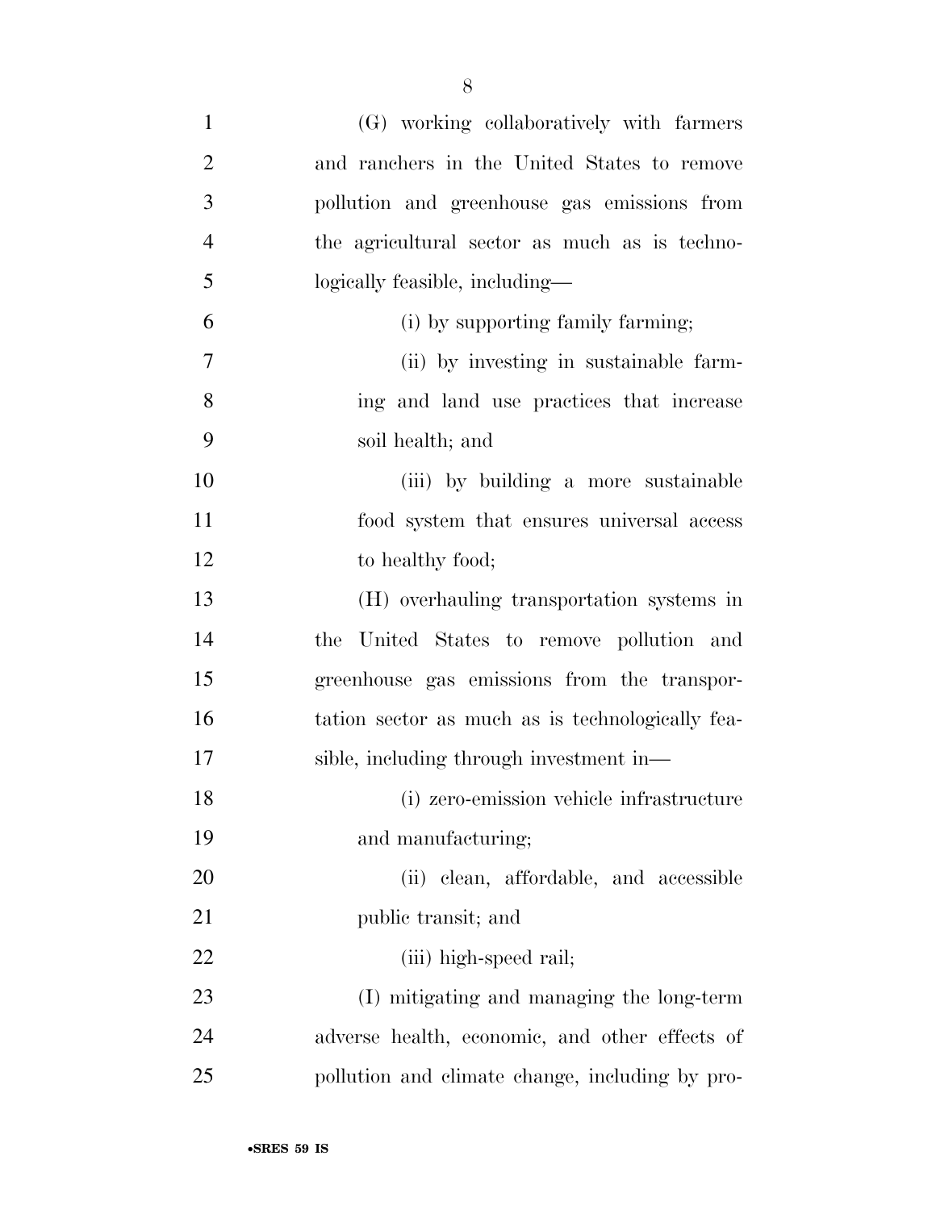(G) working collaboratively with farmers and ranchers in the United States to remove pollution and greenhouse gas emissions from the agricultural sector as much as is technologically feasible, including—

(i) by supporting family farming;

(ii) by investing in sustainable farming and land use practices that increase soil health; and

(iii) by building a more sustainable food system that ensures universal access to healthy food;

(H) overhauling transportation systems in the United States to remove pollution and greenhouse gas emissions from the transportation sector as much as is technologically feasible, including through investment in—

(i) zero-emission vehicle infrastructure and manufacturing;

(ii) clean, affordable, and accessible public transit; and

(iii) high-speed rail;

(I) mitigating and managing the long-term adverse health, economic, and other effects of pollution and climate change, including by pro-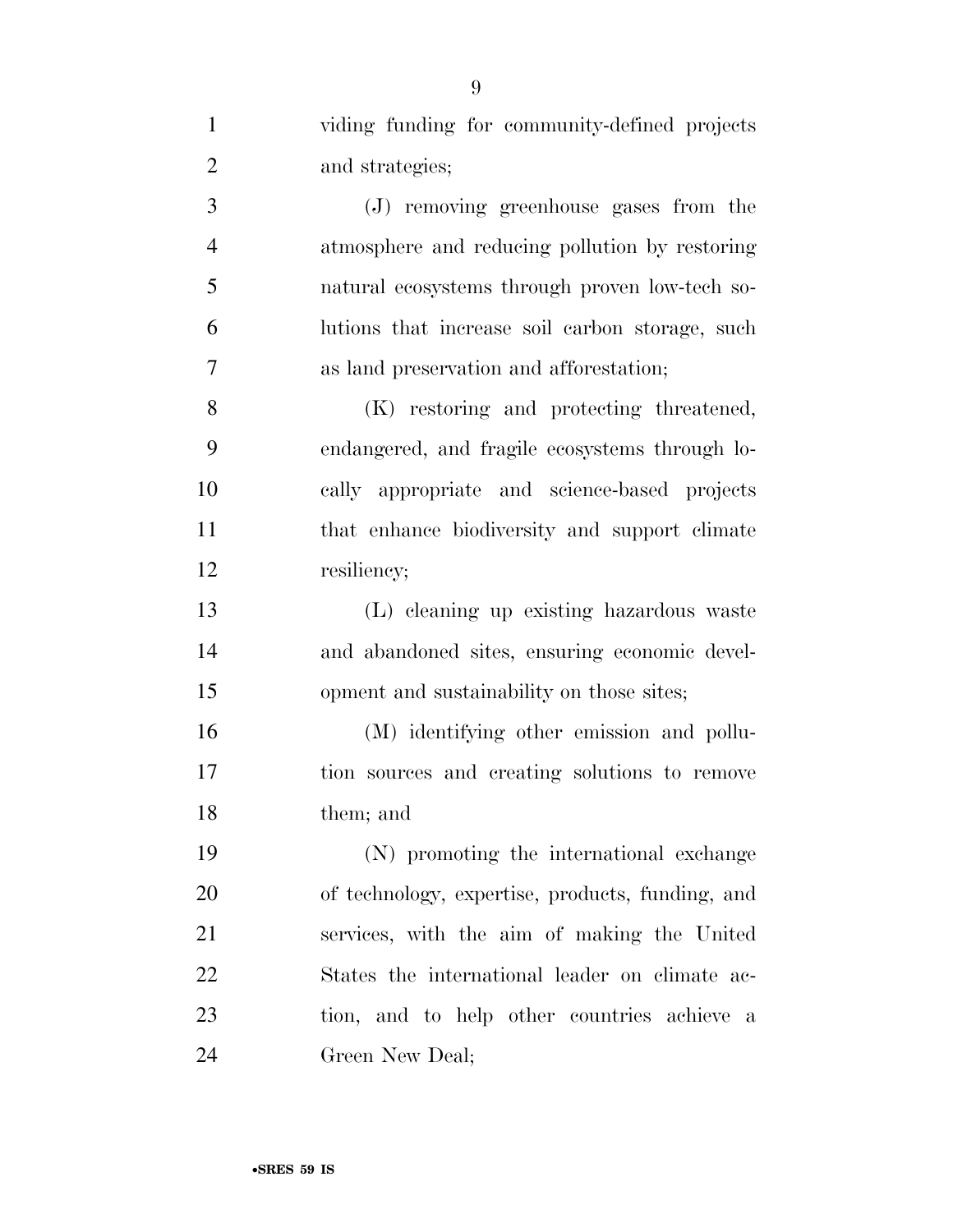viding funding for community-defined projects and strategies;

(J) removing greenhouse gases from the atmosphere and reducing pollution by restoring natural ecosystems through proven low-tech solutions that increase soil carbon storage, such as land preservation and afforestation;

(K) restoring and protecting threatened, endangered, and fragile ecosystems through locally appropriate and science-based projects that enhance biodiversity and support climate resiliency;

(L) cleaning up existing hazardous waste and abandoned sites, ensuring economic development and sustainability on those sites;

(M) identifying other emission and pollution sources and creating solutions to remove them; and

(N) promoting the international exchange of technology, expertise, products, funding, and services, with the aim of making the United States the international leader on climate action, and to help other countries achieve a Green New Deal;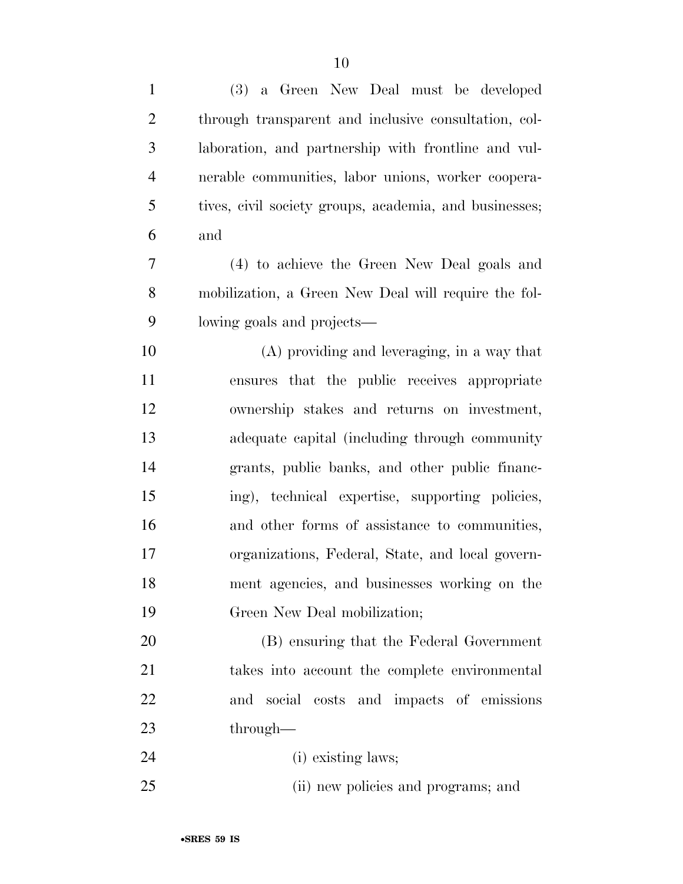(3) a Green New Deal must be developed through transparent and inclusive consultation, collaboration, and partnership with frontline and vulnerable communities, labor unions, worker cooperatives, civil society groups, academia, and businesses; and

(4) to achieve the Green New Deal goals and mobilization, a Green New Deal will require the following goals and projects—

(A) providing and leveraging, in a way that ensures that the public receives appropriate ownership stakes and returns on investment, adequate capital (including through community grants, public banks, and other public financing), technical expertise, supporting policies, and other forms of assistance to communities, organizations, Federal, State, and local government agencies, and businesses working on the Green New Deal mobilization;

(B) ensuring that the Federal Government takes into account the complete environmental and social costs and impacts of emissions through—

(i) existing laws;

(ii) new policies and programs; and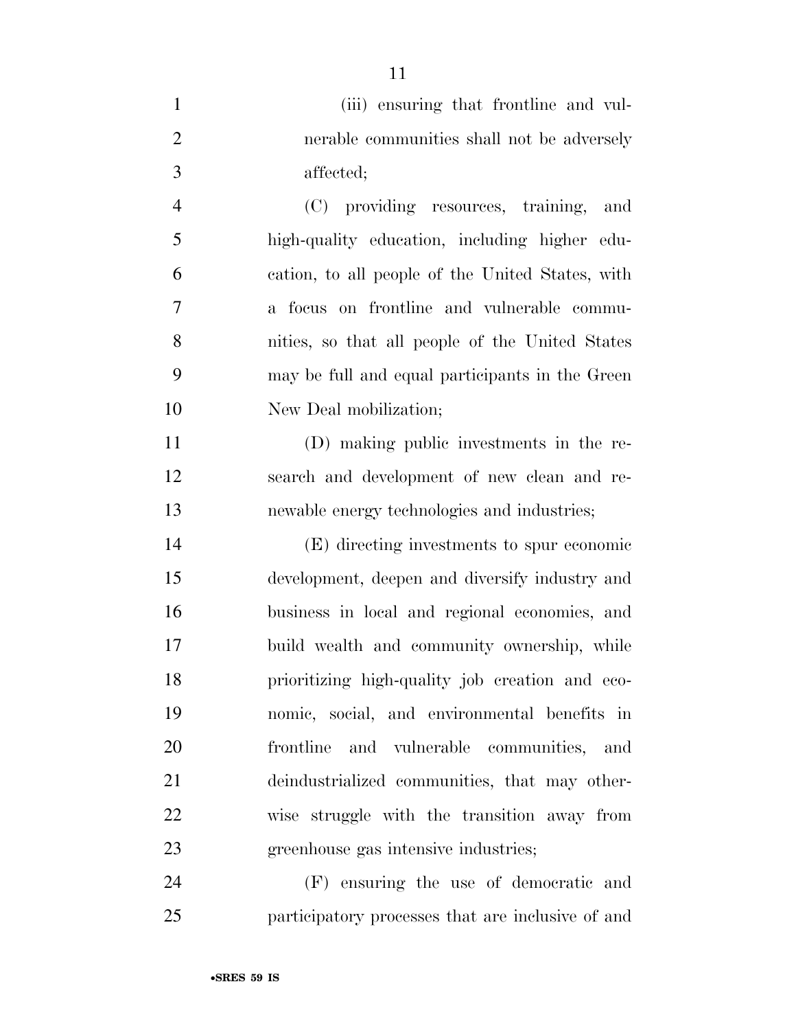(iii) ensuring that frontline and vulnerable communities shall not be adversely affected;

(C) providing resources, training, and high-quality education, including higher education, to all people of the United States, with a focus on frontline and vulnerable communities, so that all people of the United States may be full and equal participants in the Green New Deal mobilization;

(D) making public investments in the research and development of new clean and renewable energy technologies and industries;

(E) directing investments to spur economic development, deepen and diversify industry and business in local and regional economies, and build wealth and community ownership, while prioritizing high-quality job creation and economic, social, and environmental benefits in frontline and vulnerable communities, and deindustrialized communities, that may otherwise struggle with the transition away from greenhouse gas intensive industries;

(F) ensuring the use of democratic and participatory processes that are inclusive of and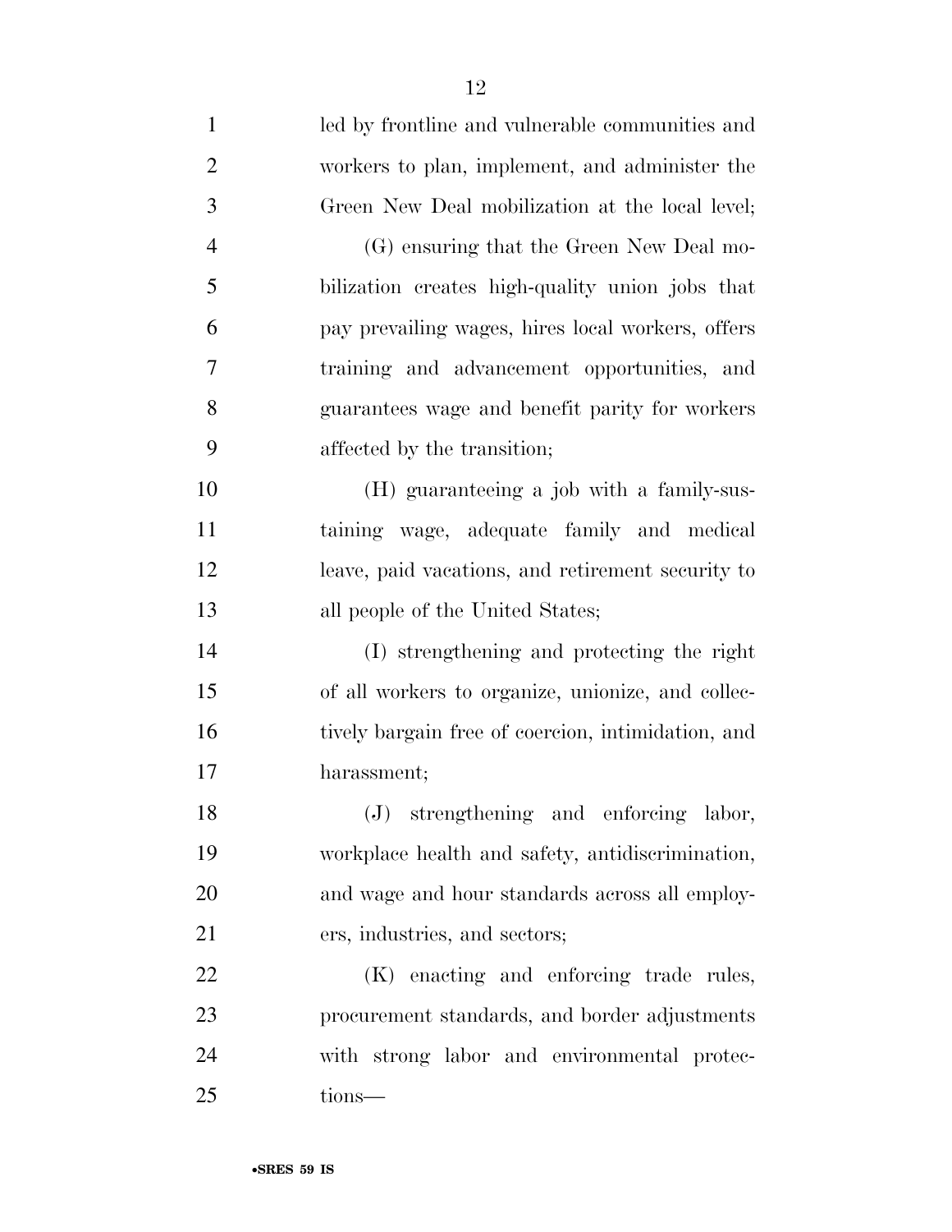led by frontline and vulnerable communities and workers to plan, implement, and administer the Green New Deal mobilization at the local level;

(G) ensuring that the Green New Deal mobilization creates high-quality union jobs that pay prevailing wages, hires local workers, offers training and advancement opportunities, and guarantees wage and benefit parity for workers affected by the transition;

(H) guaranteeing a job with a family-sustaining wage, adequate family and medical leave, paid vacations, and retirement security to all people of the United States;

(I) strengthening and protecting the right of all workers to organize, unionize, and collectively bargain free of coercion, intimidation, and harassment;

(J) strengthening and enforcing labor, workplace health and safety, antidiscrimination, and wage and hour standards across all employers, industries, and sectors;

(K) enacting and enforcing trade rules, procurement standards, and border adjustments with strong labor and environmental protections—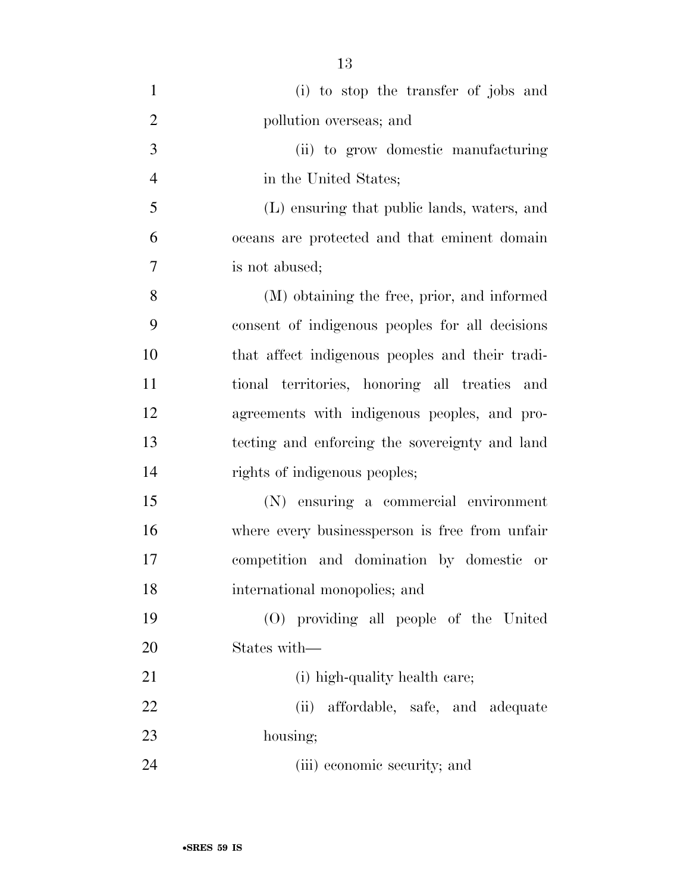(i) to stop the transfer of jobs and pollution overseas; and

(ii) to grow domestic manufacturing in the United States;

(L) ensuring that public lands, waters, and oceans are protected and that eminent domain is not abused;

(M) obtaining the free, prior, and informed consent of indigenous peoples for all decisions that affect indigenous peoples and their traditional territories, honoring all treaties and agreements with indigenous peoples, and protecting and enforcing the sovereignty and land rights of indigenous peoples;

(N) ensuring a commercial environment where every businessperson is free from unfair competition and domination by domestic or international monopolies; and

(O) providing all people of the United States with—

(i) high-quality health care;

(ii) affordable, safe, and adequate housing;

(iii) economic security; and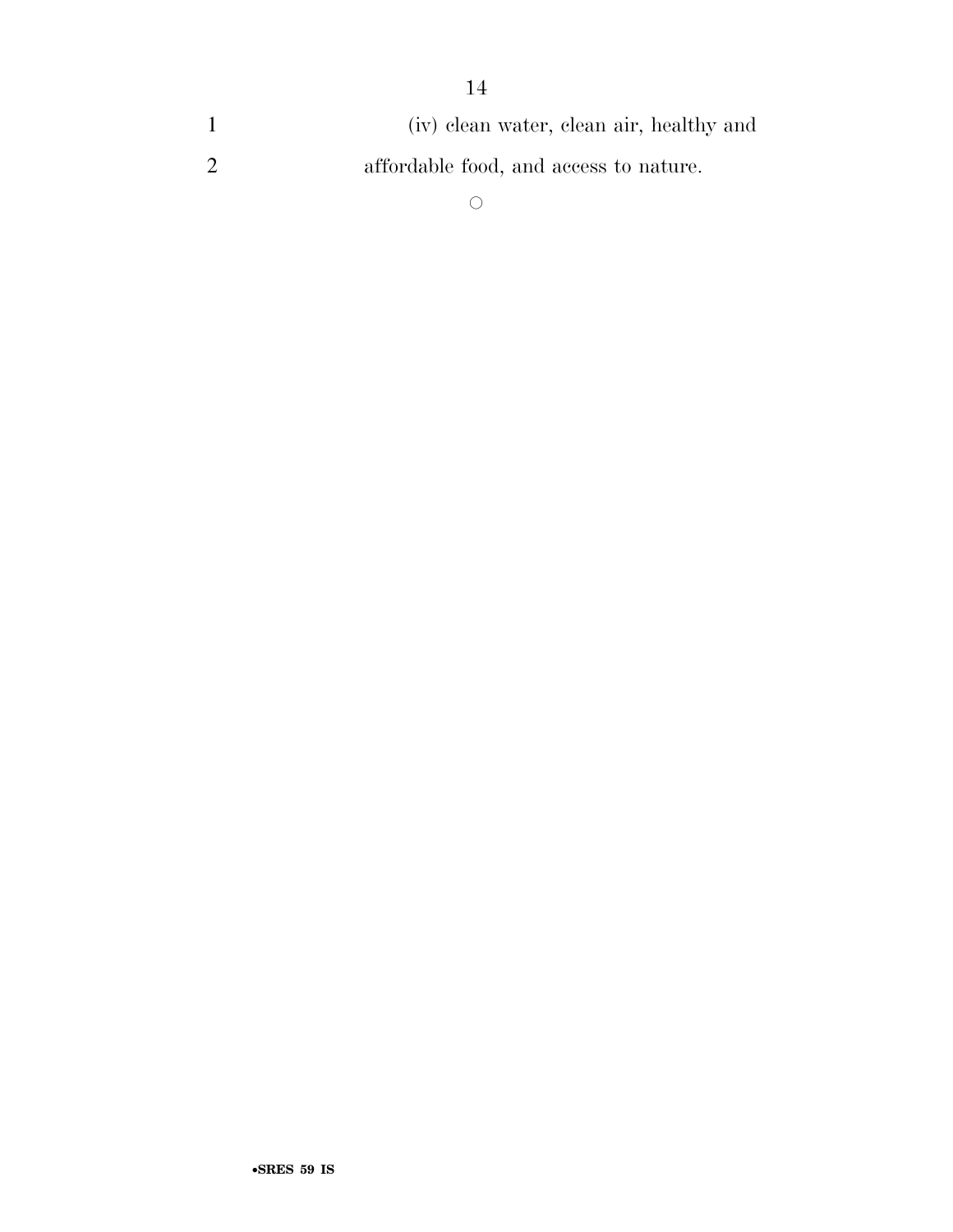(iv) clean water, clean air, healthy and affordable food, and access to nature.

○